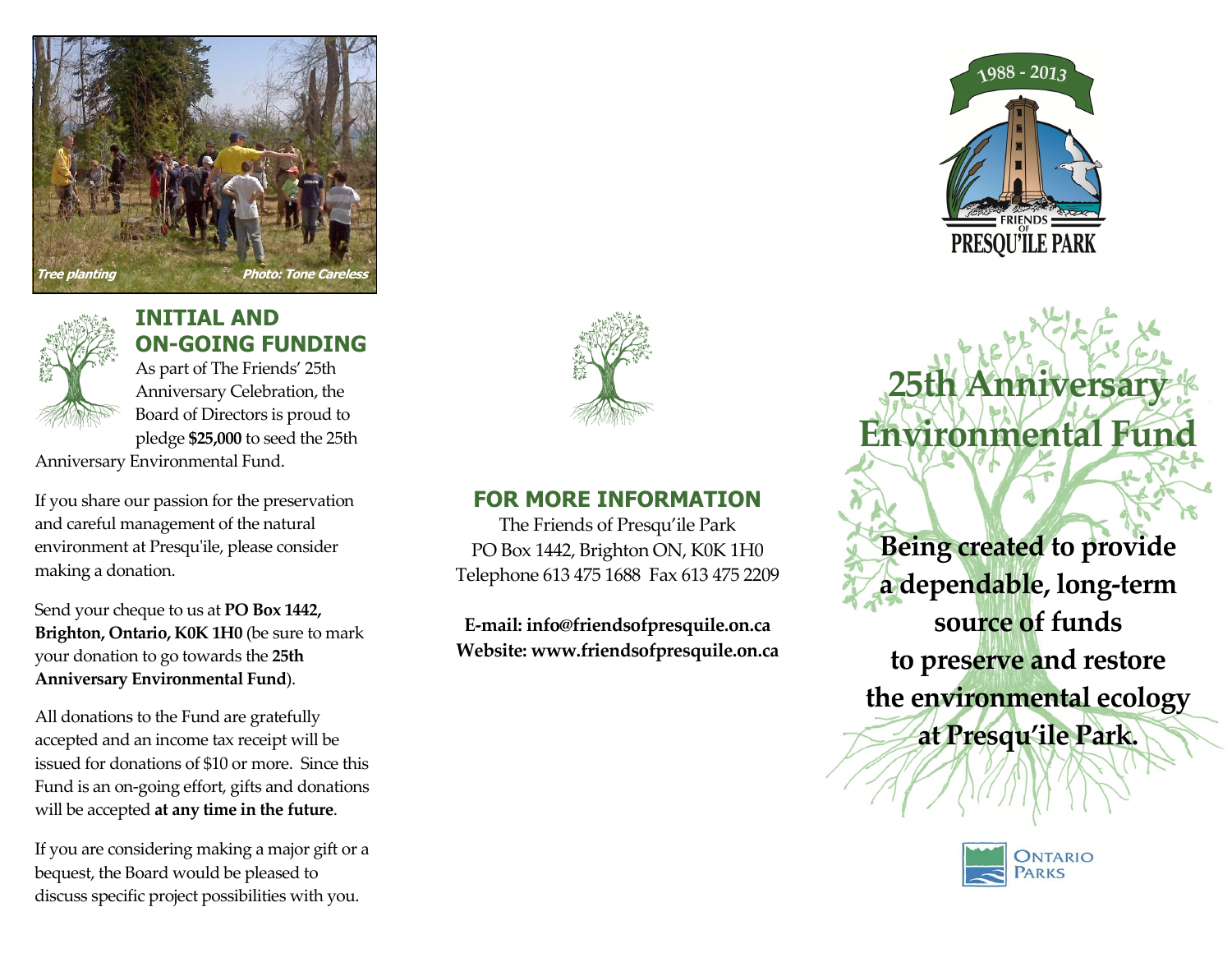*Tree planting* *Photo: Tone Careless*

## INITIAL AND ON-GOING FUNDING

As part of The Friends' 25th Anniversary Celebration, the Board of Directors is proud to pledge **$25,000** to seed the 25th Anniversary Environmental Fund.

If you share our passion for the preservation and careful management of the natural environment at Presqu'ile, please consider making a donation.

Send your cheque to us at **PO Box 1442, Brighton, Ontario, K0K 1H0** (be sure to mark your donation to go towards the **25th Anniversary Environmental Fund**).

All donations to the Fund are gratefully accepted and an income tax receipt will be issued for donations of $10 or more. Since this Fund is an on-going effort, gifts and donations will be accepted **at any time in the future**.

If you are considering making a major gift or a bequest, the Board would be pleased to discuss specific project possibilities with you.

## FOR MORE INFORMATION

The Friends of Presqu'ile Park
PO Box 1442, Brighton ON, K0K 1H0
Telephone 613 475 1688 Fax 613 475 2209

**E-mail: info@friendsofpresquile.on.ca**
**Website: www.friendsofpresquile.on.ca**

1988 - 2013
FRIENDS OF PRESQU'ILE PARK

# 25th Anniversary Environmental Fund

**Being created to provide a dependable, long-term source of funds to preserve and restore the environmental ecology at Presqu'ile Park.**

Ontario Parks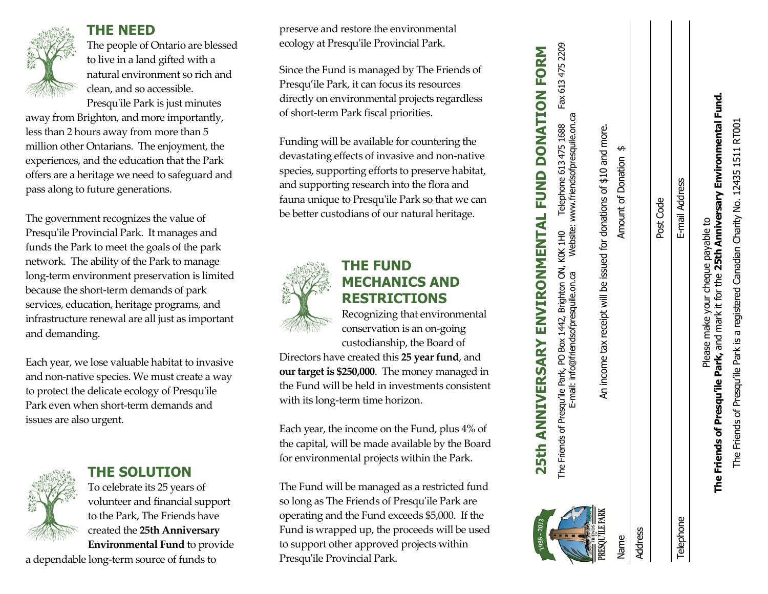## THE NEED

The people of Ontario are blessed to live in a land gifted with a natural environment so rich and clean, and so accessible. Presqu'ile Park is just minutes away from Brighton, and more importantly, less than 2 hours away from more than 5 million other Ontarians. The enjoyment, the experiences, and the education that the Park offers are a heritage we need to safeguard and pass along to future generations.

The government recognizes the value of Presqu'ile Provincial Park. It manages and funds the Park to meet the goals of the park network. The ability of the Park to manage long-term environment preservation is limited because the short-term demands of park services, education, heritage programs, and infrastructure renewal are all just as important and demanding.

Each year, we lose valuable habitat to invasive and non-native species. We must create a way to protect the delicate ecology of Presqu'ile Park even when short-term demands and issues are also urgent.

## THE SOLUTION

To celebrate its 25 years of volunteer and financial support to the Park, The Friends have created the **25th Anniversary Environmental Fund** to provide a dependable long-term source of funds to preserve and restore the environmental ecology at Presqu'ile Provincial Park.

Since the Fund is managed by The Friends of Presqu'ile Park, it can focus its resources directly on environmental projects regardless of short-term Park fiscal priorities.

Funding will be available for countering the devastating effects of invasive and non-native species, supporting efforts to preserve habitat, and supporting research into the flora and fauna unique to Presqu'ile Park so that we can be better custodians of our natural heritage.

## THE FUND MECHANICS AND RESTRICTIONS

Recognizing that environmental conservation is an on-going custodianship, the Board of Directors have created this **25 year fund**, and **our target is $250,000**. The money managed in the Fund will be held in investments consistent with its long-term time horizon.

Each year, the income on the Fund, plus 4% of the capital, will be made available by the Board for environmental projects within the Park.

The Fund will be managed as a restricted fund so long as The Friends of Presqu'ile Park are operating and the Fund exceeds $5,000. If the Fund is wrapped up, the proceeds will be used to support other approved projects within Presqu'ile Provincial Park.

## 25th ANNIVERSARY ENVIRONMENTAL FUND DONATION FORM

1988 - 2013 FRIENDS OF PRESQU'ILE PARK

The Friends of Presqu'ile Park, PO Box 1442, Brighton ON, K0K 1H0 Telephone 613 475 1688 Fax 613 475 2209
E-mail: info@friendsofpresquile.on.ca Website: www.friendsofpresquile.on.ca

An income tax receipt will be issued for donations of $10 and more.

Amount of Donation $

Name

Address

Post Code

Telephone

E-mail Address

Please make your cheque payable to
**The Friends of Presqu'ile Park,** and mark it for the **25th Anniversary Environmental Fund.**

The Friends of Presqu'ile Park is a registered Canadian Charity No. 12435 1511 RT001